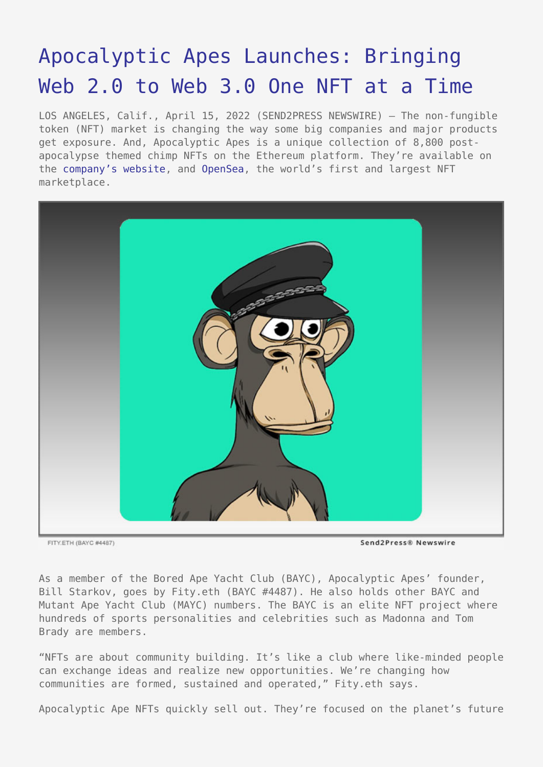# Apocalyptic Apes Launches: Bringing Web 2.0 to Web 3.0 One NFT at a Time

LOS ANGELES, Calif., April 15, 2022 (SEND2PRESS NEWSWIRE) — The non-fungible token (NFT) market is changing the way some big companies and major products get exposure. And, Apocalyptic Apes is a unique collection of 8,800 post-apocalypse themed chimp NFTs on the Ethereum platform. They're available on the company's website, and OpenSea, the world's first and largest NFT marketplace.

FITY.ETH (BAYC #4487)

As a member of the Bored Ape Yacht Club (BAYC), Apocalyptic Apes' founder, Bill Starkov, goes by Fity.eth (BAYC #4487). He also holds other BAYC and Mutant Ape Yacht Club (MAYC) numbers. The BAYC is an elite NFT project where hundreds of sports personalities and celebrities such as Madonna and Tom Brady are members.

"NFTs are about community building. It's like a club where like-minded people can exchange ideas and realize new opportunities. We're changing how communities are formed, sustained and operated," Fity.eth says.

Apocalyptic Ape NFTs quickly sell out. They're focused on the planet's future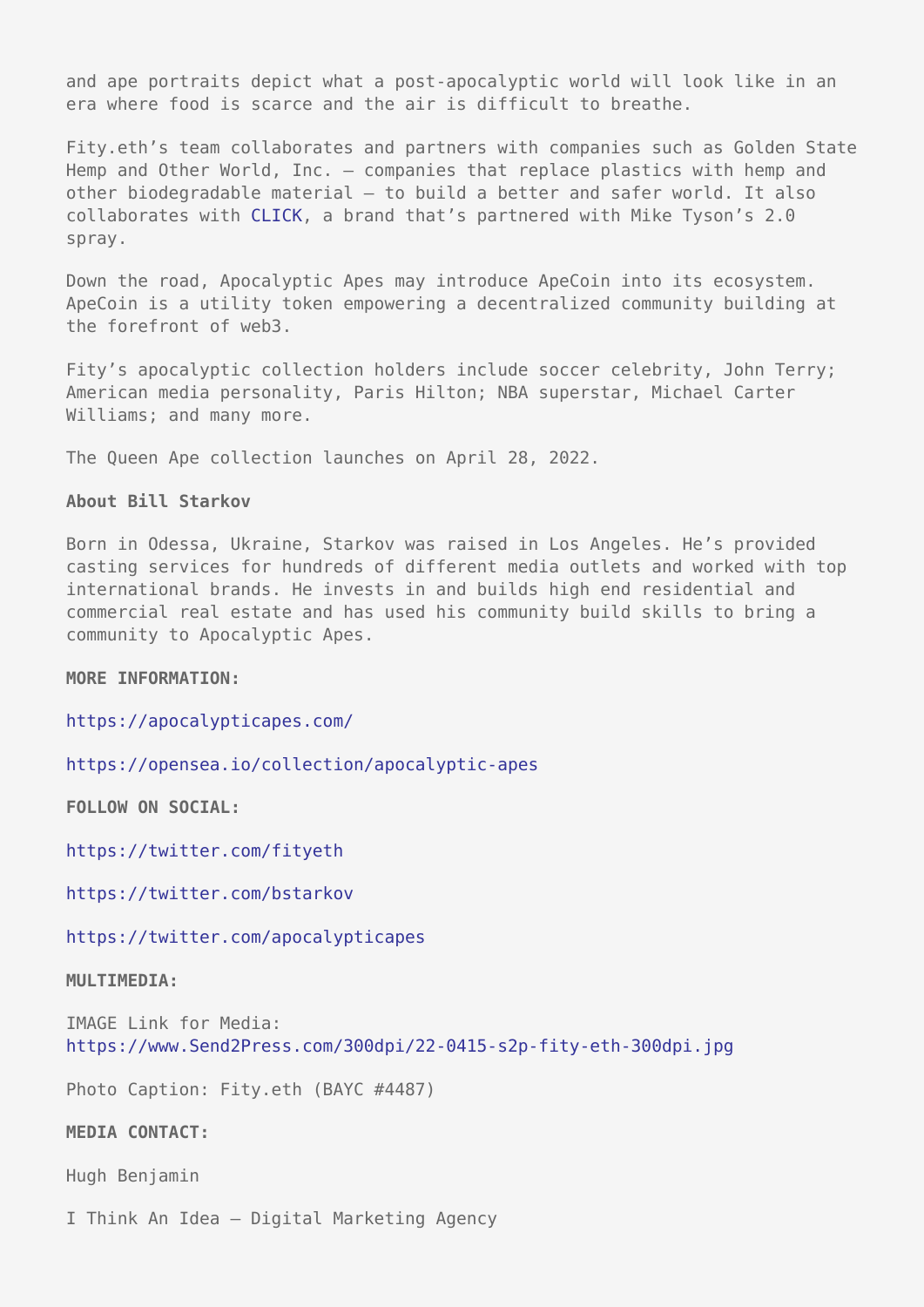and ape portraits depict what a post-apocalyptic world will look like in an era where food is scarce and the air is difficult to breathe.

Fity.eth's team collaborates and partners with companies such as Golden State Hemp and Other World, Inc. – companies that replace plastics with hemp and other biodegradable material – to build a better and safer world. It also collaborates with CLICK, a brand that's partnered with Mike Tyson's 2.0 spray.

Down the road, Apocalyptic Apes may introduce ApeCoin into its ecosystem. ApeCoin is a utility token empowering a decentralized community building at the forefront of web3.

Fity's apocalyptic collection holders include soccer celebrity, John Terry; American media personality, Paris Hilton; NBA superstar, Michael Carter Williams; and many more.

The Queen Ape collection launches on April 28, 2022.

**About Bill Starkov**

Born in Odessa, Ukraine, Starkov was raised in Los Angeles. He's provided casting services for hundreds of different media outlets and worked with top international brands. He invests in and builds high end residential and commercial real estate and has used his community build skills to bring a community to Apocalyptic Apes.

**MORE INFORMATION:**

https://apocalypticapes.com/

https://opensea.io/collection/apocalyptic-apes

**FOLLOW ON SOCIAL:**

https://twitter.com/fityeth

https://twitter.com/bstarkov

https://twitter.com/apocalypticapes

**MULTIMEDIA:**

IMAGE Link for Media: https://www.Send2Press.com/300dpi/22-0415-s2p-fity-eth-300dpi.jpg

Photo Caption: Fity.eth (BAYC #4487)

**MEDIA CONTACT:**

Hugh Benjamin

I Think An Idea – Digital Marketing Agency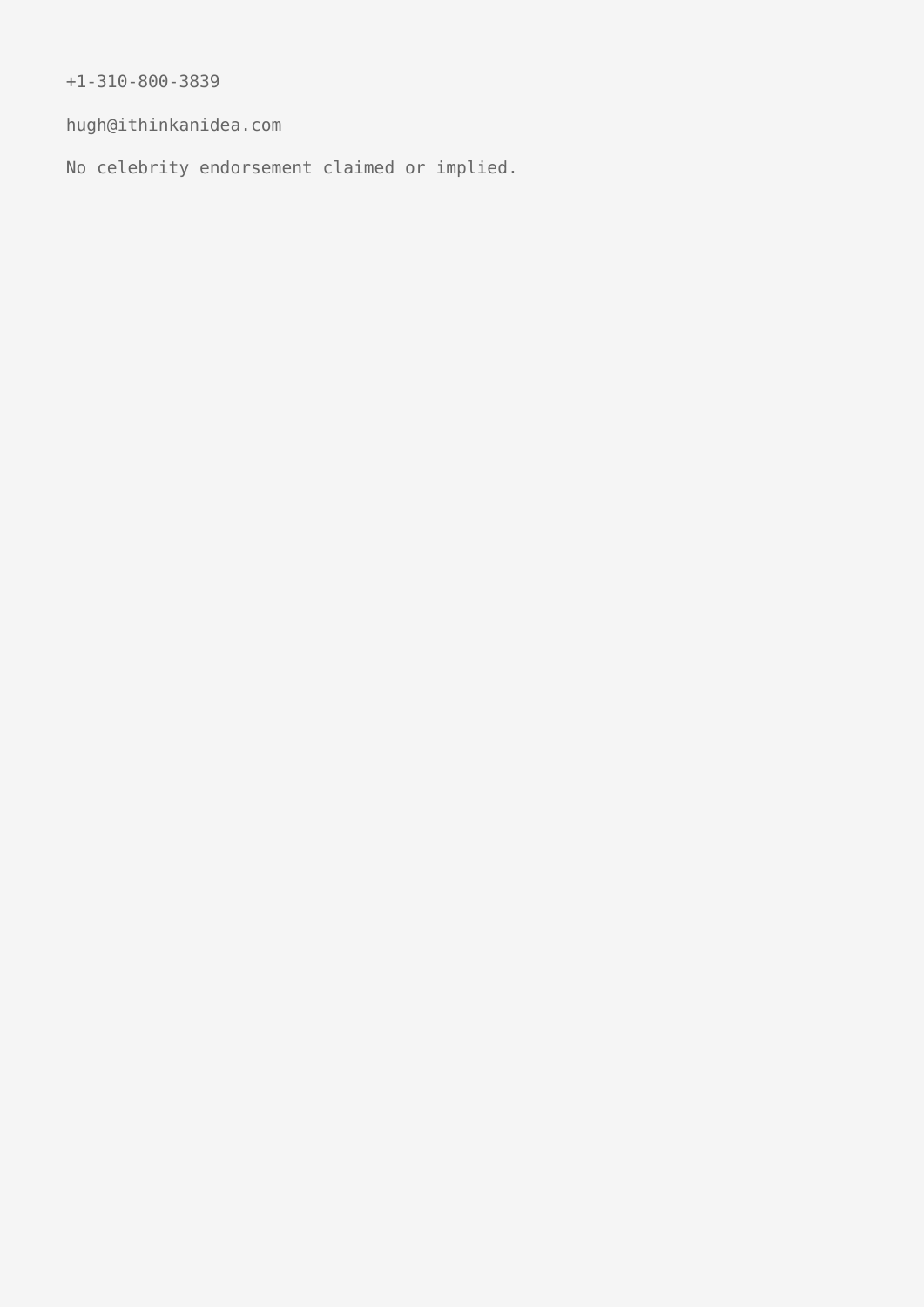+1-310-800-3839

hugh@ithinkanidea.com

No celebrity endorsement claimed or implied.